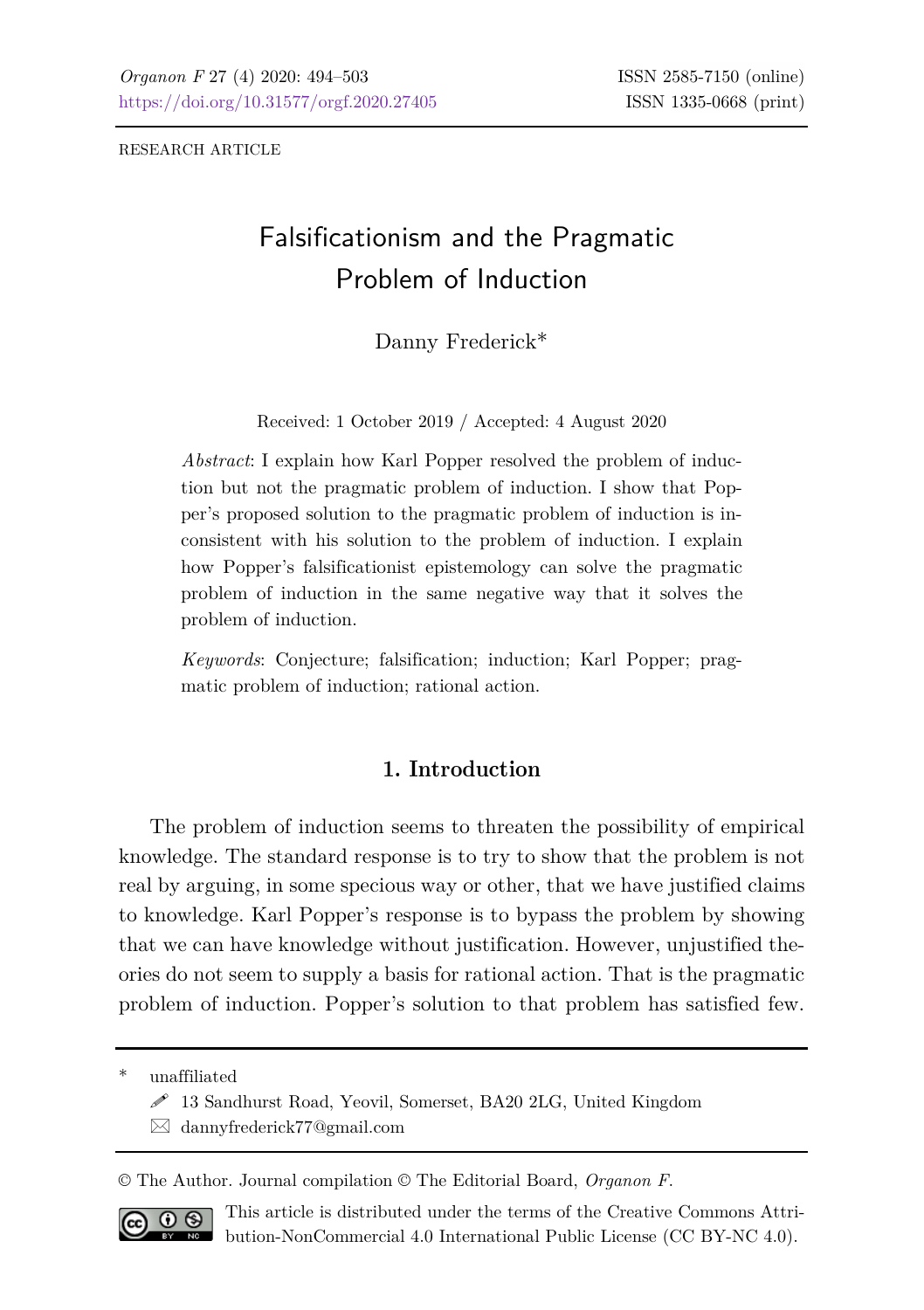RESEARCH ARTICLE

# Falsificationism and the Pragmatic Problem of Induction

Danny Frederick*

Received: 1 October 2019 / Accepted: 4 August 2020

*Abstract*: I explain how Karl Popper resolved the problem of induction but not the pragmatic problem of induction. I show that Popper's proposed solution to the pragmatic problem of induction is inconsistent with his solution to the problem of induction. I explain how Popper's falsificationist epistemology can solve the pragmatic problem of induction in the same negative way that it solves the problem of induction.

*Keywords*: Conjecture; falsification; induction; Karl Popper; pragmatic problem of induction; rational action.

## 1. Introduction

The problem of induction seems to threaten the possibility of empirical knowledge. The standard response is to try to show that the problem is not real by arguing, in some specious way or other, that we have justified claims to knowledge. Karl Popper's response is to bypass the problem by showing that we can have knowledge without justification. However, unjustified theories do not seem to supply a basis for rational action. That is the pragmatic problem of induction. Popper's solution to that problem has satisfied few.

---

\* unaffiliated

13 Sandhurst Road, Yeovil, Somerset, BA20 2LG, United Kingdom

dannyfrederick77@gmail.com

© The Author. Journal compilation © The Editorial Board, *Organon F*.

This article is distributed under the terms of the Creative Commons Attribution-NonCommercial 4.0 International Public License (CC BY-NC 4.0).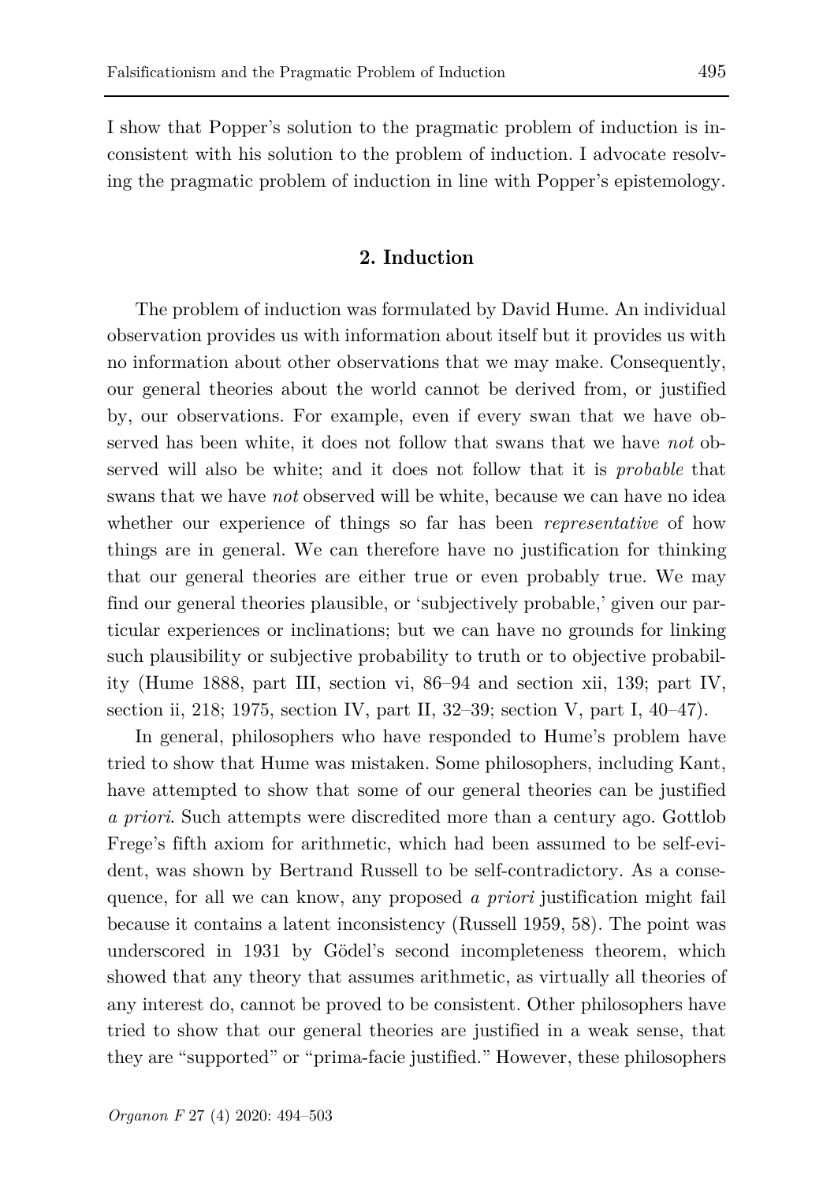I show that Popper's solution to the pragmatic problem of induction is inconsistent with his solution to the problem of induction. I advocate resolving the pragmatic problem of induction in line with Popper's epistemology.

## 2. Induction

The problem of induction was formulated by David Hume. An individual observation provides us with information about itself but it provides us with no information about other observations that we may make. Consequently, our general theories about the world cannot be derived from, or justified by, our observations. For example, even if every swan that we have observed has been white, it does not follow that swans that we have *not* observed will also be white; and it does not follow that it is *probable* that swans that we have *not* observed will be white, because we can have no idea whether our experience of things so far has been *representative* of how things are in general. We can therefore have no justification for thinking that our general theories are either true or even probably true. We may find our general theories plausible, or 'subjectively probable,' given our particular experiences or inclinations; but we can have no grounds for linking such plausibility or subjective probability to truth or to objective probability (Hume 1888, part III, section vi, 86–94 and section xii, 139; part IV, section ii, 218; 1975, section IV, part II, 32–39; section V, part I, 40–47).

In general, philosophers who have responded to Hume's problem have tried to show that Hume was mistaken. Some philosophers, including Kant, have attempted to show that some of our general theories can be justified *a priori*. Such attempts were discredited more than a century ago. Gottlob Frege's fifth axiom for arithmetic, which had been assumed to be self-evident, was shown by Bertrand Russell to be self-contradictory. As a consequence, for all we can know, any proposed *a priori* justification might fail because it contains a latent inconsistency (Russell 1959, 58). The point was underscored in 1931 by Gödel's second incompleteness theorem, which showed that any theory that assumes arithmetic, as virtually all theories of any interest do, cannot be proved to be consistent. Other philosophers have tried to show that our general theories are justified in a weak sense, that they are "supported" or "prima-facie justified." However, these philosophers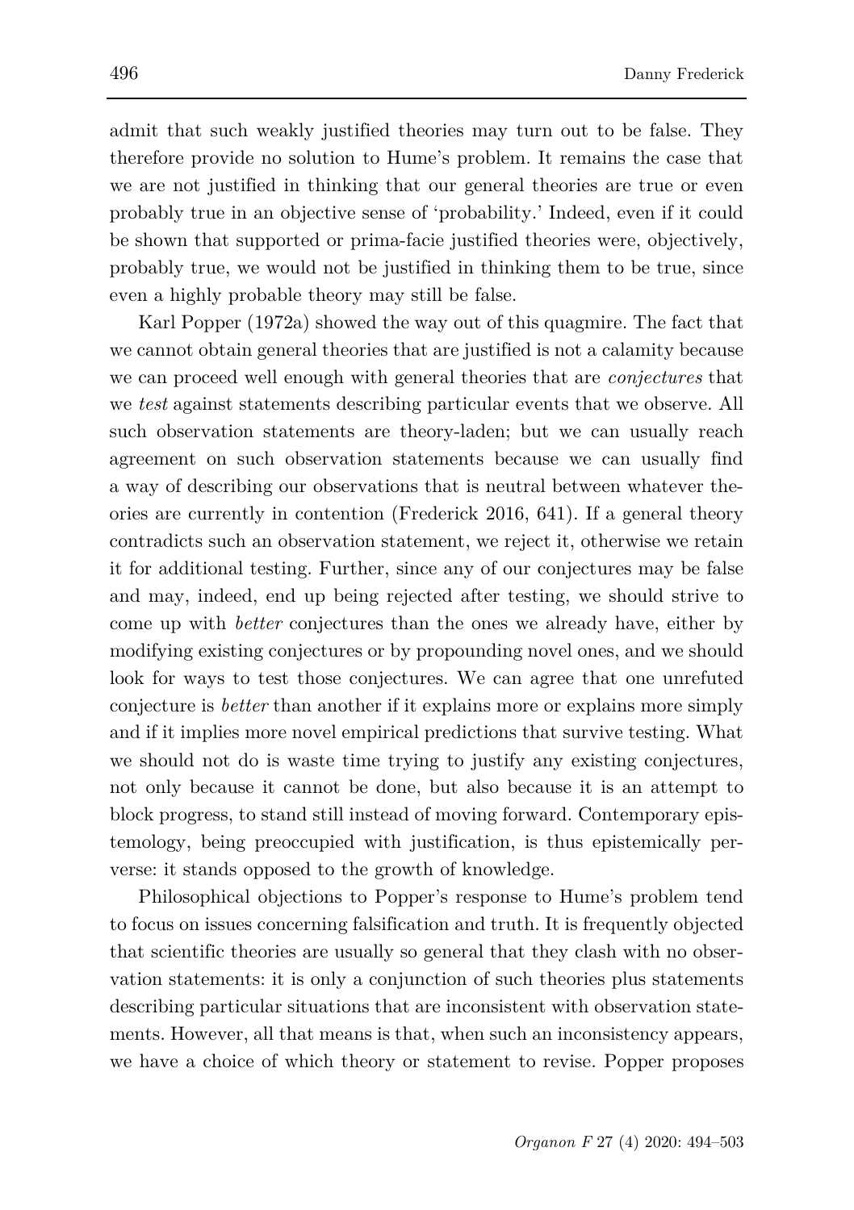admit that such weakly justified theories may turn out to be false. They therefore provide no solution to Hume's problem. It remains the case that we are not justified in thinking that our general theories are true or even probably true in an objective sense of 'probability.' Indeed, even if it could be shown that supported or prima-facie justified theories were, objectively, probably true, we would not be justified in thinking them to be true, since even a highly probable theory may still be false.

Karl Popper (1972a) showed the way out of this quagmire. The fact that we cannot obtain general theories that are justified is not a calamity because we can proceed well enough with general theories that are *conjectures* that we *test* against statements describing particular events that we observe. All such observation statements are theory-laden; but we can usually reach agreement on such observation statements because we can usually find a way of describing our observations that is neutral between whatever theories are currently in contention (Frederick 2016, 641). If a general theory contradicts such an observation statement, we reject it, otherwise we retain it for additional testing. Further, since any of our conjectures may be false and may, indeed, end up being rejected after testing, we should strive to come up with *better* conjectures than the ones we already have, either by modifying existing conjectures or by propounding novel ones, and we should look for ways to test those conjectures. We can agree that one unrefuted conjecture is *better* than another if it explains more or explains more simply and if it implies more novel empirical predictions that survive testing. What we should not do is waste time trying to justify any existing conjectures, not only because it cannot be done, but also because it is an attempt to block progress, to stand still instead of moving forward. Contemporary epistemology, being preoccupied with justification, is thus epistemically perverse: it stands opposed to the growth of knowledge.

Philosophical objections to Popper's response to Hume's problem tend to focus on issues concerning falsification and truth. It is frequently objected that scientific theories are usually so general that they clash with no observation statements: it is only a conjunction of such theories plus statements describing particular situations that are inconsistent with observation statements. However, all that means is that, when such an inconsistency appears, we have a choice of which theory or statement to revise. Popper proposes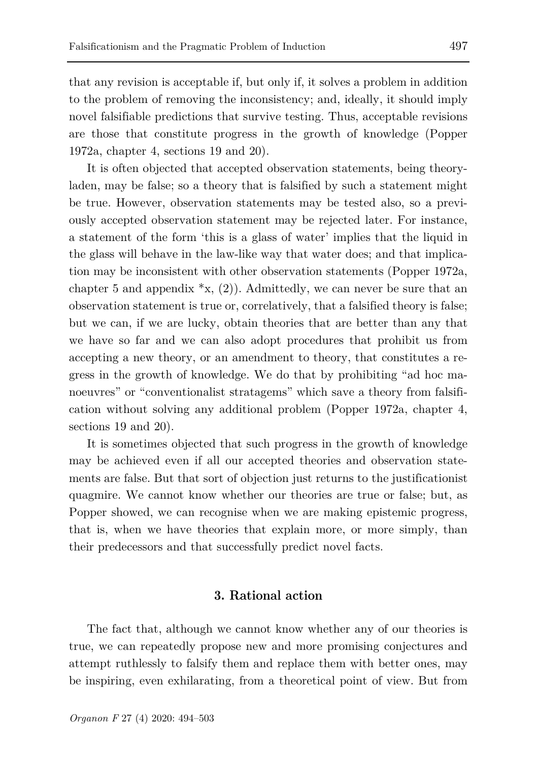that any revision is acceptable if, but only if, it solves a problem in addition to the problem of removing the inconsistency; and, ideally, it should imply novel falsifiable predictions that survive testing. Thus, acceptable revisions are those that constitute progress in the growth of knowledge (Popper 1972a, chapter 4, sections 19 and 20).

It is often objected that accepted observation statements, being theory-laden, may be false; so a theory that is falsified by such a statement might be true. However, observation statements may be tested also, so a previously accepted observation statement may be rejected later. For instance, a statement of the form 'this is a glass of water' implies that the liquid in the glass will behave in the law-like way that water does; and that implication may be inconsistent with other observation statements (Popper 1972a, chapter 5 and appendix *x, (2)). Admittedly, we can never be sure that an observation statement is true or, correlatively, that a falsified theory is false; but we can, if we are lucky, obtain theories that are better than any that we have so far and we can also adopt procedures that prohibit us from accepting a new theory, or an amendment to theory, that constitutes a regress in the growth of knowledge. We do that by prohibiting "ad hoc manoeuvres" or "conventionalist stratagems" which save a theory from falsification without solving any additional problem (Popper 1972a, chapter 4, sections 19 and 20).

It is sometimes objected that such progress in the growth of knowledge may be achieved even if all our accepted theories and observation statements are false. But that sort of objection just returns to the justificationist quagmire. We cannot know whether our theories are true or false; but, as Popper showed, we can recognise when we are making epistemic progress, that is, when we have theories that explain more, or more simply, than their predecessors and that successfully predict novel facts.

## 3. Rational action

The fact that, although we cannot know whether any of our theories is true, we can repeatedly propose new and more promising conjectures and attempt ruthlessly to falsify them and replace them with better ones, may be inspiring, even exhilarating, from a theoretical point of view. But from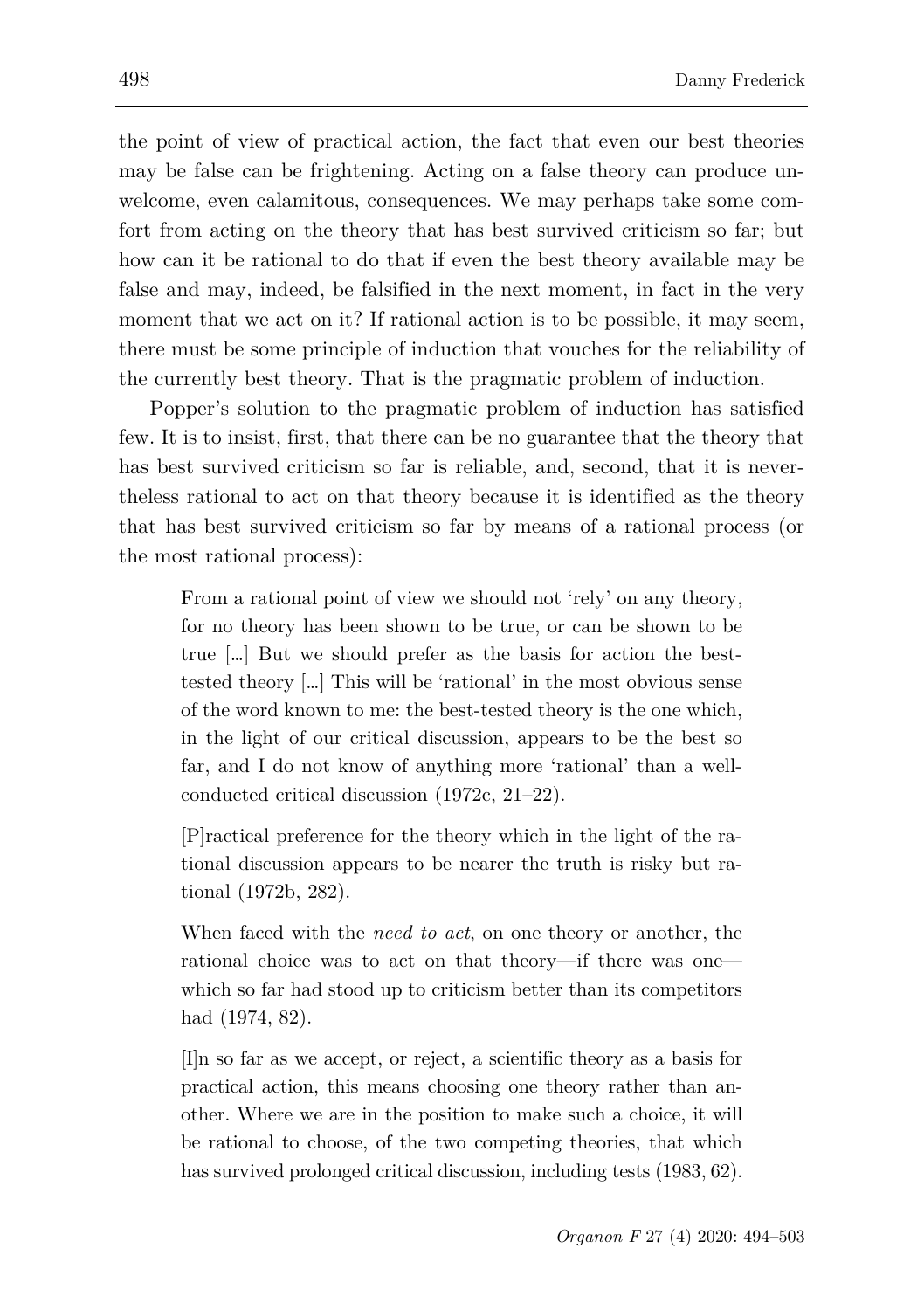the point of view of practical action, the fact that even our best theories may be false can be frightening. Acting on a false theory can produce unwelcome, even calamitous, consequences. We may perhaps take some comfort from acting on the theory that has best survived criticism so far; but how can it be rational to do that if even the best theory available may be false and may, indeed, be falsified in the next moment, in fact in the very moment that we act on it? If rational action is to be possible, it may seem, there must be some principle of induction that vouches for the reliability of the currently best theory. That is the pragmatic problem of induction.

Popper's solution to the pragmatic problem of induction has satisfied few. It is to insist, first, that there can be no guarantee that the theory that has best survived criticism so far is reliable, and, second, that it is nevertheless rational to act on that theory because it is identified as the theory that has best survived criticism so far by means of a rational process (or the most rational process):

> From a rational point of view we should not 'rely' on any theory, for no theory has been shown to be true, or can be shown to be true […] But we should prefer as the basis for action the best-tested theory […] This will be 'rational' in the most obvious sense of the word known to me: the best-tested theory is the one which, in the light of our critical discussion, appears to be the best so far, and I do not know of anything more 'rational' than a well-conducted critical discussion (1972c, 21–22).

> [P]ractical preference for the theory which in the light of the rational discussion appears to be nearer the truth is risky but rational (1972b, 282).

> When faced with the *need to act*, on one theory or another, the rational choice was to act on that theory—if there was one—which so far had stood up to criticism better than its competitors had (1974, 82).

> [I]n so far as we accept, or reject, a scientific theory as a basis for practical action, this means choosing one theory rather than another. Where we are in the position to make such a choice, it will be rational to choose, of the two competing theories, that which has survived prolonged critical discussion, including tests (1983, 62).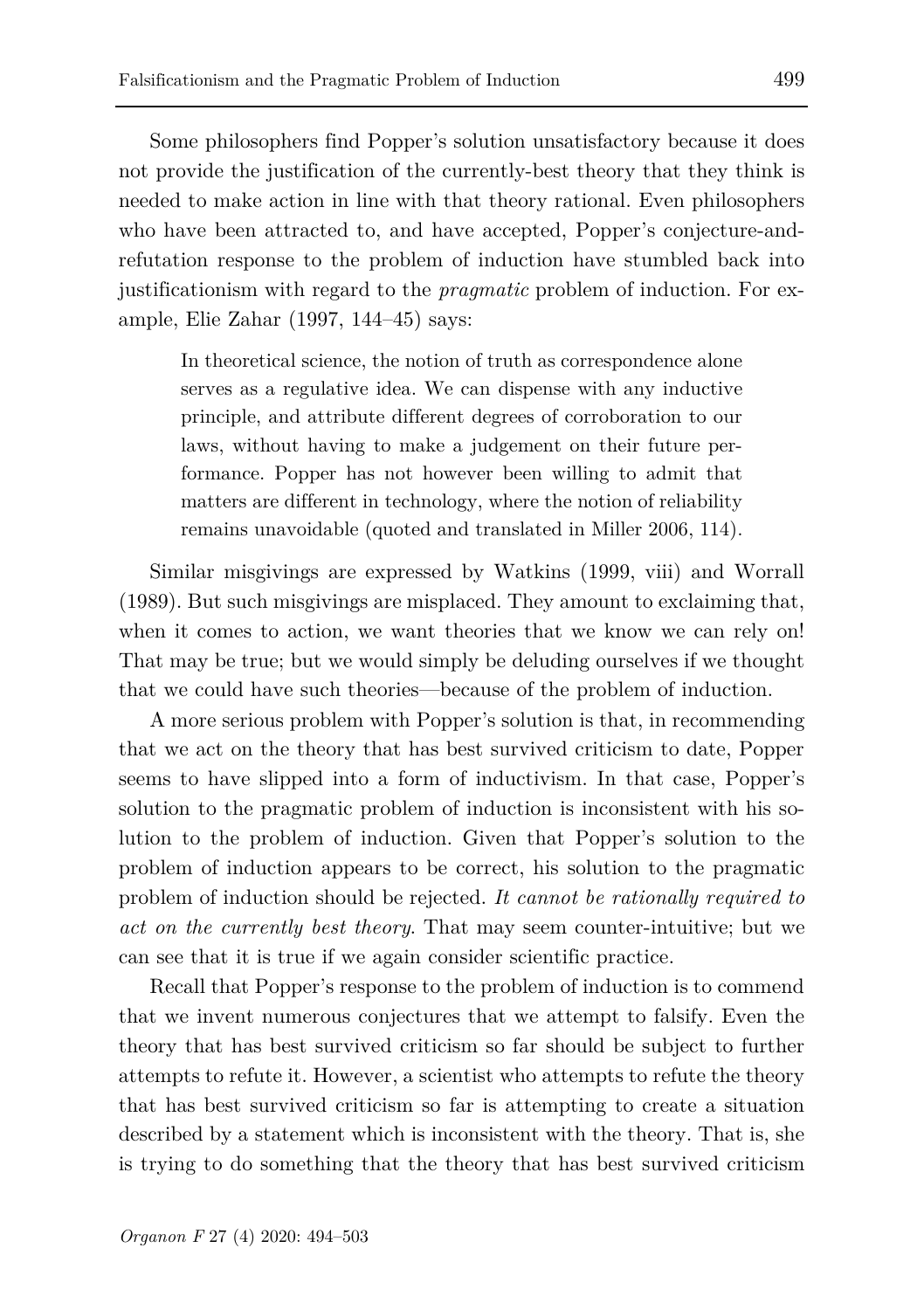Some philosophers find Popper's solution unsatisfactory because it does not provide the justification of the currently-best theory that they think is needed to make action in line with that theory rational. Even philosophers who have been attracted to, and have accepted, Popper's conjecture-and-refutation response to the problem of induction have stumbled back into justificationism with regard to the *pragmatic* problem of induction. For example, Elie Zahar (1997, 144–45) says:

> In theoretical science, the notion of truth as correspondence alone serves as a regulative idea. We can dispense with any inductive principle, and attribute different degrees of corroboration to our laws, without having to make a judgement on their future performance. Popper has not however been willing to admit that matters are different in technology, where the notion of reliability remains unavoidable (quoted and translated in Miller 2006, 114).

Similar misgivings are expressed by Watkins (1999, viii) and Worrall (1989). But such misgivings are misplaced. They amount to exclaiming that, when it comes to action, we want theories that we know we can rely on! That may be true; but we would simply be deluding ourselves if we thought that we could have such theories—because of the problem of induction.

A more serious problem with Popper's solution is that, in recommending that we act on the theory that has best survived criticism to date, Popper seems to have slipped into a form of inductivism. In that case, Popper's solution to the pragmatic problem of induction is inconsistent with his solution to the problem of induction. Given that Popper's solution to the problem of induction appears to be correct, his solution to the pragmatic problem of induction should be rejected. *It cannot be rationally required to act on the currently best theory*. That may seem counter-intuitive; but we can see that it is true if we again consider scientific practice.

Recall that Popper's response to the problem of induction is to commend that we invent numerous conjectures that we attempt to falsify. Even the theory that has best survived criticism so far should be subject to further attempts to refute it. However, a scientist who attempts to refute the theory that has best survived criticism so far is attempting to create a situation described by a statement which is inconsistent with the theory. That is, she is trying to do something that the theory that has best survived criticism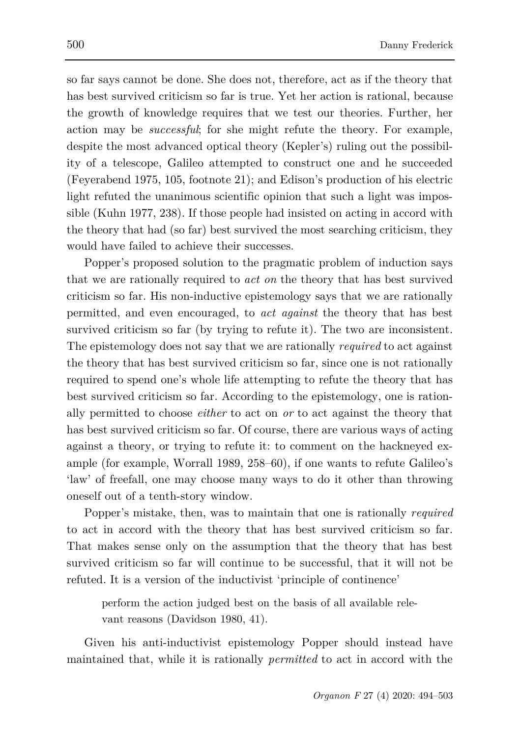so far says cannot be done. She does not, therefore, act as if the theory that has best survived criticism so far is true. Yet her action is rational, because the growth of knowledge requires that we test our theories. Further, her action may be *successful*; for she might refute the theory. For example, despite the most advanced optical theory (Kepler's) ruling out the possibility of a telescope, Galileo attempted to construct one and he succeeded (Feyerabend 1975, 105, footnote 21); and Edison's production of his electric light refuted the unanimous scientific opinion that such a light was impossible (Kuhn 1977, 238). If those people had insisted on acting in accord with the theory that had (so far) best survived the most searching criticism, they would have failed to achieve their successes.

Popper's proposed solution to the pragmatic problem of induction says that we are rationally required to *act on* the theory that has best survived criticism so far. His non-inductive epistemology says that we are rationally permitted, and even encouraged, to *act against* the theory that has best survived criticism so far (by trying to refute it). The two are inconsistent. The epistemology does not say that we are rationally *required* to act against the theory that has best survived criticism so far, since one is not rationally required to spend one's whole life attempting to refute the theory that has best survived criticism so far. According to the epistemology, one is rationally permitted to choose *either* to act on *or* to act against the theory that has best survived criticism so far. Of course, there are various ways of acting against a theory, or trying to refute it: to comment on the hackneyed example (for example, Worrall 1989, 258–60), if one wants to refute Galileo's 'law' of freefall, one may choose many ways to do it other than throwing oneself out of a tenth-story window.

Popper's mistake, then, was to maintain that one is rationally *required* to act in accord with the theory that has best survived criticism so far. That makes sense only on the assumption that the theory that has best survived criticism so far will continue to be successful, that it will not be refuted. It is a version of the inductivist 'principle of continence'

> perform the action judged best on the basis of all available relevant reasons (Davidson 1980, 41).

Given his anti-inductivist epistemology Popper should instead have maintained that, while it is rationally *permitted* to act in accord with the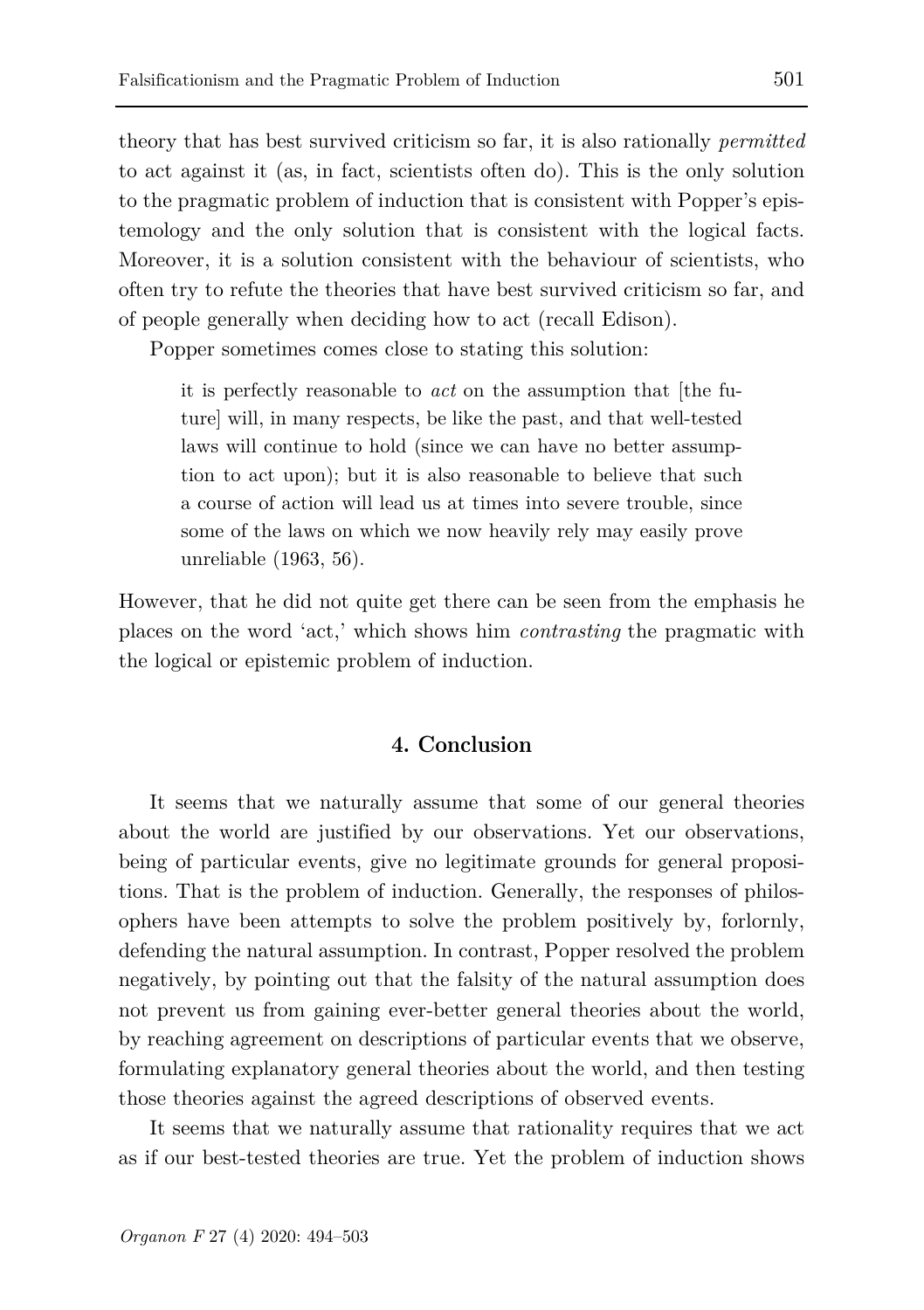theory that has best survived criticism so far, it is also rationally *permitted* to act against it (as, in fact, scientists often do). This is the only solution to the pragmatic problem of induction that is consistent with Popper's epistemology and the only solution that is consistent with the logical facts. Moreover, it is a solution consistent with the behaviour of scientists, who often try to refute the theories that have best survived criticism so far, and of people generally when deciding how to act (recall Edison).

Popper sometimes comes close to stating this solution:

> it is perfectly reasonable to *act* on the assumption that [the future] will, in many respects, be like the past, and that well-tested laws will continue to hold (since we can have no better assumption to act upon); but it is also reasonable to believe that such a course of action will lead us at times into severe trouble, since some of the laws on which we now heavily rely may easily prove unreliable (1963, 56).

However, that he did not quite get there can be seen from the emphasis he places on the word 'act,' which shows him *contrasting* the pragmatic with the logical or epistemic problem of induction.

## 4. Conclusion

It seems that we naturally assume that some of our general theories about the world are justified by our observations. Yet our observations, being of particular events, give no legitimate grounds for general propositions. That is the problem of induction. Generally, the responses of philosophers have been attempts to solve the problem positively by, forlornly, defending the natural assumption. In contrast, Popper resolved the problem negatively, by pointing out that the falsity of the natural assumption does not prevent us from gaining ever-better general theories about the world, by reaching agreement on descriptions of particular events that we observe, formulating explanatory general theories about the world, and then testing those theories against the agreed descriptions of observed events.

It seems that we naturally assume that rationality requires that we act as if our best-tested theories are true. Yet the problem of induction shows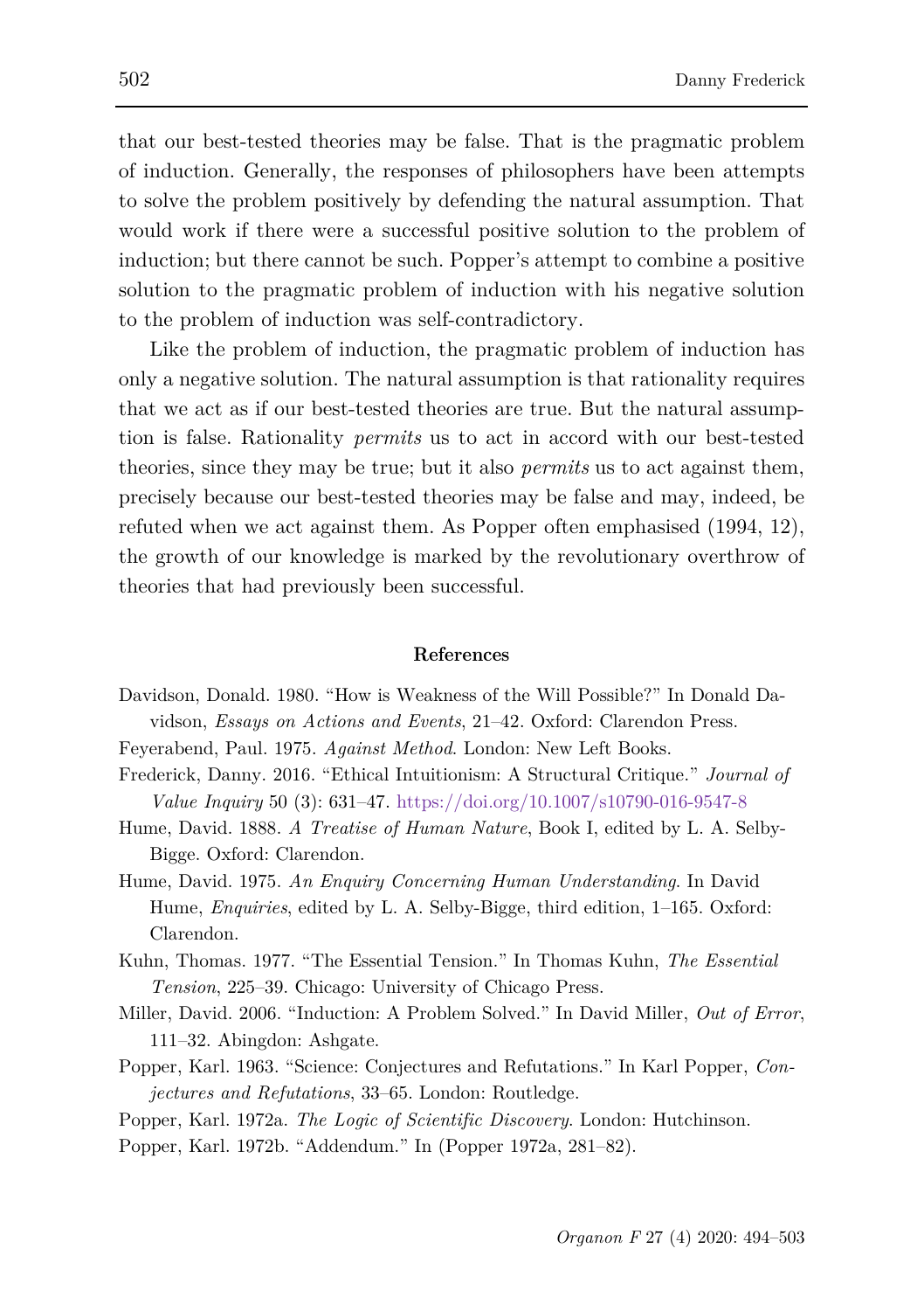that our best-tested theories may be false. That is the pragmatic problem of induction. Generally, the responses of philosophers have been attempts to solve the problem positively by defending the natural assumption. That would work if there were a successful positive solution to the problem of induction; but there cannot be such. Popper's attempt to combine a positive solution to the pragmatic problem of induction with his negative solution to the problem of induction was self-contradictory.

Like the problem of induction, the pragmatic problem of induction has only a negative solution. The natural assumption is that rationality requires that we act as if our best-tested theories are true. But the natural assumption is false. Rationality *permits* us to act in accord with our best-tested theories, since they may be true; but it also *permits* us to act against them, precisely because our best-tested theories may be false and may, indeed, be refuted when we act against them. As Popper often emphasised (1994, 12), the growth of our knowledge is marked by the revolutionary overthrow of theories that had previously been successful.

## References

Davidson, Donald. 1980. "How is Weakness of the Will Possible?" In Donald Davidson, *Essays on Actions and Events*, 21–42. Oxford: Clarendon Press.

Feyerabend, Paul. 1975. *Against Method*. London: New Left Books.

Frederick, Danny. 2016. "Ethical Intuitionism: A Structural Critique." *Journal of Value Inquiry* 50 (3): 631–47. https://doi.org/10.1007/s10790-016-9547-8

Hume, David. 1888. *A Treatise of Human Nature*, Book I, edited by L. A. Selby-Bigge. Oxford: Clarendon.

Hume, David. 1975. *An Enquiry Concerning Human Understanding*. In David Hume, *Enquiries*, edited by L. A. Selby-Bigge, third edition, 1–165. Oxford: Clarendon.

Kuhn, Thomas. 1977. "The Essential Tension." In Thomas Kuhn, *The Essential Tension*, 225–39. Chicago: University of Chicago Press.

Miller, David. 2006. "Induction: A Problem Solved." In David Miller, *Out of Error*, 111–32. Abingdon: Ashgate.

Popper, Karl. 1963. "Science: Conjectures and Refutations." In Karl Popper, *Conjectures and Refutations*, 33–65. London: Routledge.

Popper, Karl. 1972a. *The Logic of Scientific Discovery*. London: Hutchinson.

Popper, Karl. 1972b. "Addendum." In (Popper 1972a, 281–82).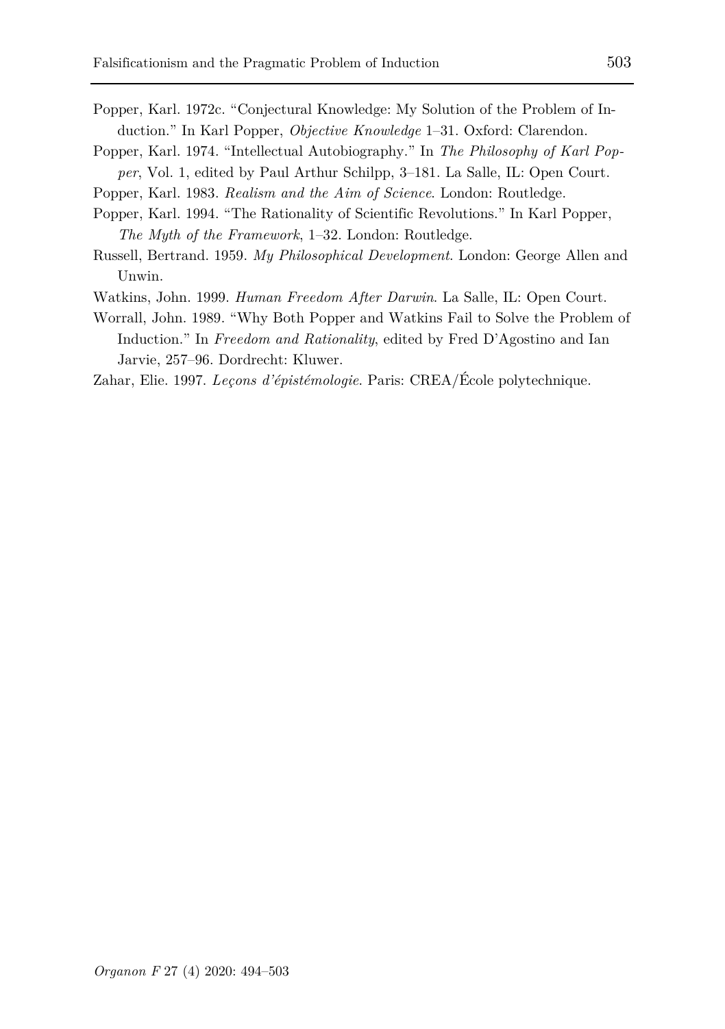Popper, Karl. 1972c. "Conjectural Knowledge: My Solution of the Problem of Induction." In Karl Popper, *Objective Knowledge* 1–31. Oxford: Clarendon.

Popper, Karl. 1974. "Intellectual Autobiography." In *The Philosophy of Karl Popper*, Vol. 1, edited by Paul Arthur Schilpp, 3–181. La Salle, IL: Open Court.

Popper, Karl. 1983. *Realism and the Aim of Science*. London: Routledge.

Popper, Karl. 1994. "The Rationality of Scientific Revolutions." In Karl Popper, *The Myth of the Framework*, 1–32. London: Routledge.

Russell, Bertrand. 1959. *My Philosophical Development*. London: George Allen and Unwin.

Watkins, John. 1999. *Human Freedom After Darwin*. La Salle, IL: Open Court.

Worrall, John. 1989. "Why Both Popper and Watkins Fail to Solve the Problem of Induction." In *Freedom and Rationality*, edited by Fred D'Agostino and Ian Jarvie, 257–96. Dordrecht: Kluwer.

Zahar, Elie. 1997. *Leçons d'épistémologie*. Paris: CREA/École polytechnique.